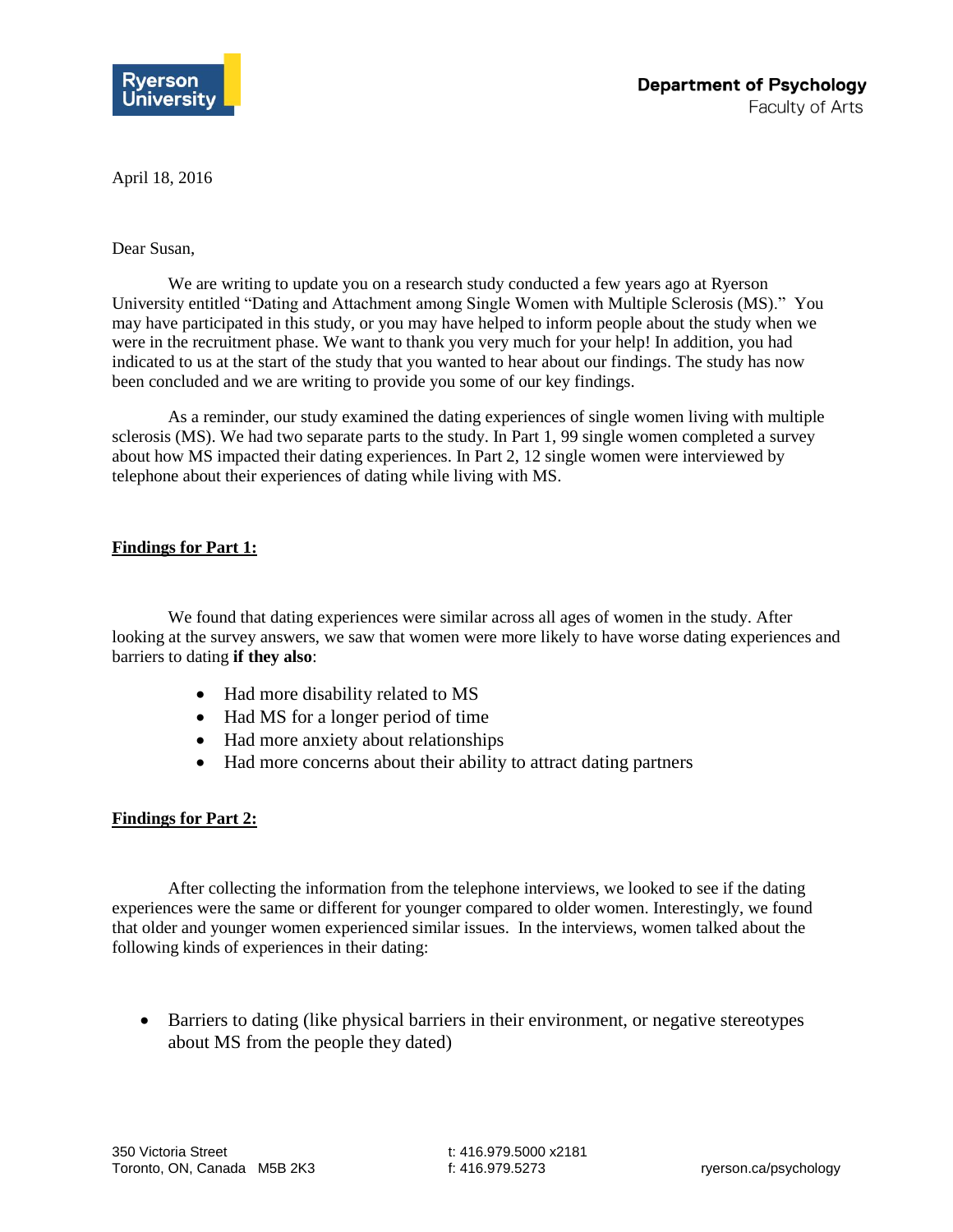Ryerson University

**Department of Psychology**
Faculty of Arts

April 18, 2016

Dear Susan,

We are writing to update you on a research study conducted a few years ago at Ryerson University entitled "Dating and Attachment among Single Women with Multiple Sclerosis (MS)." You may have participated in this study, or you may have helped to inform people about the study when we were in the recruitment phase. We want to thank you very much for your help! In addition, you had indicated to us at the start of the study that you wanted to hear about our findings. The study has now been concluded and we are writing to provide you some of our key findings.

As a reminder, our study examined the dating experiences of single women living with multiple sclerosis (MS). We had two separate parts to the study. In Part 1, 99 single women completed a survey about how MS impacted their dating experiences. In Part 2, 12 single women were interviewed by telephone about their experiences of dating while living with MS.

**Findings for Part 1:**

We found that dating experiences were similar across all ages of women in the study. After looking at the survey answers, we saw that women were more likely to have worse dating experiences and barriers to dating **if they also**:

- Had more disability related to MS
- Had MS for a longer period of time
- Had more anxiety about relationships
- Had more concerns about their ability to attract dating partners

**Findings for Part 2:**

After collecting the information from the telephone interviews, we looked to see if the dating experiences were the same or different for younger compared to older women. Interestingly, we found that older and younger women experienced similar issues. In the interviews, women talked about the following kinds of experiences in their dating:

- Barriers to dating (like physical barriers in their environment, or negative stereotypes about MS from the people they dated)

350 Victoria Street
Toronto, ON, Canada M5B 2K3

t: 416.979.5000 x2181
f: 416.979.5273

ryerson.ca/psychology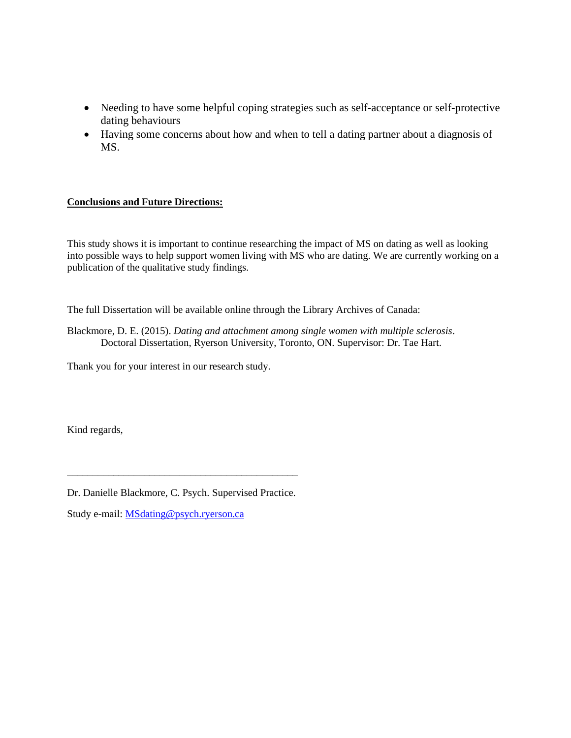- Needing to have some helpful coping strategies such as self-acceptance or self-protective dating behaviours
- Having some concerns about how and when to tell a dating partner about a diagnosis of MS.

**Conclusions and Future Directions:**

This study shows it is important to continue researching the impact of MS on dating as well as looking into possible ways to help support women living with MS who are dating. We are currently working on a publication of the qualitative study findings.

The full Dissertation will be available online through the Library Archives of Canada:

Blackmore, D. E. (2015). *Dating and attachment among single women with multiple sclerosis*. Doctoral Dissertation, Ryerson University, Toronto, ON. Supervisor: Dr. Tae Hart.

Thank you for your interest in our research study.

Kind regards,

_______________________________________________

Dr. Danielle Blackmore, C. Psych. Supervised Practice.

Study e-mail: MSdating@psych.ryerson.ca